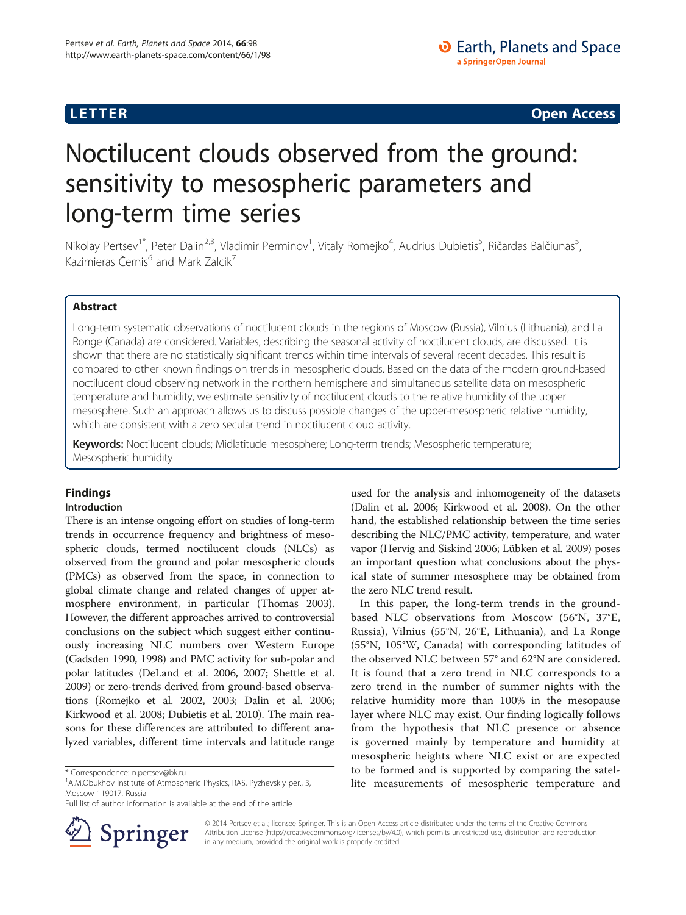**LETTER** **Open Access**

# Noctilucent clouds observed from the ground: sensitivity to mesospheric parameters and long-term time series

Nikolay Pertsev[1*], Peter Dalin[2,3], Vladimir Perminov[1], Vitaly Romejko[4], Audrius Dubietis[5], Ričardas Balčiunas[5], Kazimieras Černis[6] and Mark Zalcik[7]

## Abstract

Long-term systematic observations of noctilucent clouds in the regions of Moscow (Russia), Vilnius (Lithuania), and La Ronge (Canada) are considered. Variables, describing the seasonal activity of noctilucent clouds, are discussed. It is shown that there are no statistically significant trends within time intervals of several recent decades. This result is compared to other known findings on trends in mesospheric clouds. Based on the data of the modern ground-based noctilucent cloud observing network in the northern hemisphere and simultaneous satellite data on mesospheric temperature and humidity, we estimate sensitivity of noctilucent clouds to the relative humidity of the upper mesosphere. Such an approach allows us to discuss possible changes of the upper-mesospheric relative humidity, which are consistent with a zero secular trend in noctilucent cloud activity.

**Keywords:** Noctilucent clouds; Midlatitude mesosphere; Long-term trends; Mesospheric temperature; Mesospheric humidity

## Findings

### Introduction

There is an intense ongoing effort on studies of long-term trends in occurrence frequency and brightness of mesospheric clouds, termed noctilucent clouds (NLCs) as observed from the ground and polar mesospheric clouds (PMCs) as observed from the space, in connection to global climate change and related changes of upper atmosphere environment, in particular (Thomas 2003). However, the different approaches arrived to controversial conclusions on the subject which suggest either continuously increasing NLC numbers over Western Europe (Gadsden 1990, 1998) and PMC activity for sub-polar and polar latitudes (DeLand et al. 2006, 2007; Shettle et al. 2009) or zero-trends derived from ground-based observations (Romejko et al. 2002, 2003; Dalin et al. 2006; Kirkwood et al. 2008; Dubietis et al. 2010). The main reasons for these differences are attributed to different analyzed variables, different time intervals and latitude range used for the analysis and inhomogeneity of the datasets (Dalin et al. 2006; Kirkwood et al. 2008). On the other hand, the established relationship between the time series describing the NLC/PMC activity, temperature, and water vapor (Hervig and Siskind 2006; Lübken et al. 2009) poses an important question what conclusions about the physical state of summer mesosphere may be obtained from the zero NLC trend result.

In this paper, the long-term trends in the ground-based NLC observations from Moscow (56°N, 37°E, Russia), Vilnius (55°N, 26°E, Lithuania), and La Ronge (55°N, 105°W, Canada) with corresponding latitudes of the observed NLC between 57° and 62°N are considered. It is found that a zero trend in NLC corresponds to a zero trend in the number of summer nights with the relative humidity more than 100% in the mesopause layer where NLC may exist. Our finding logically follows from the hypothesis that NLC presence or absence is governed mainly by temperature and humidity at mesospheric heights where NLC exist or are expected to be formed and is supported by comparing the satellite measurements of mesospheric temperature and

---

\* Correspondence: n.pertsev@bk.ru
[1]A.M.Obukhov Institute of Atmospheric Physics, RAS, Pyzhevskiy per., 3, Moscow 119017, Russia
Full list of author information is available at the end of the article

© 2014 Pertsev et al.; licensee Springer. This is an Open Access article distributed under the terms of the Creative Commons Attribution License (http://creativecommons.org/licenses/by/4.0), which permits unrestricted use, distribution, and reproduction in any medium, provided the original work is properly credited.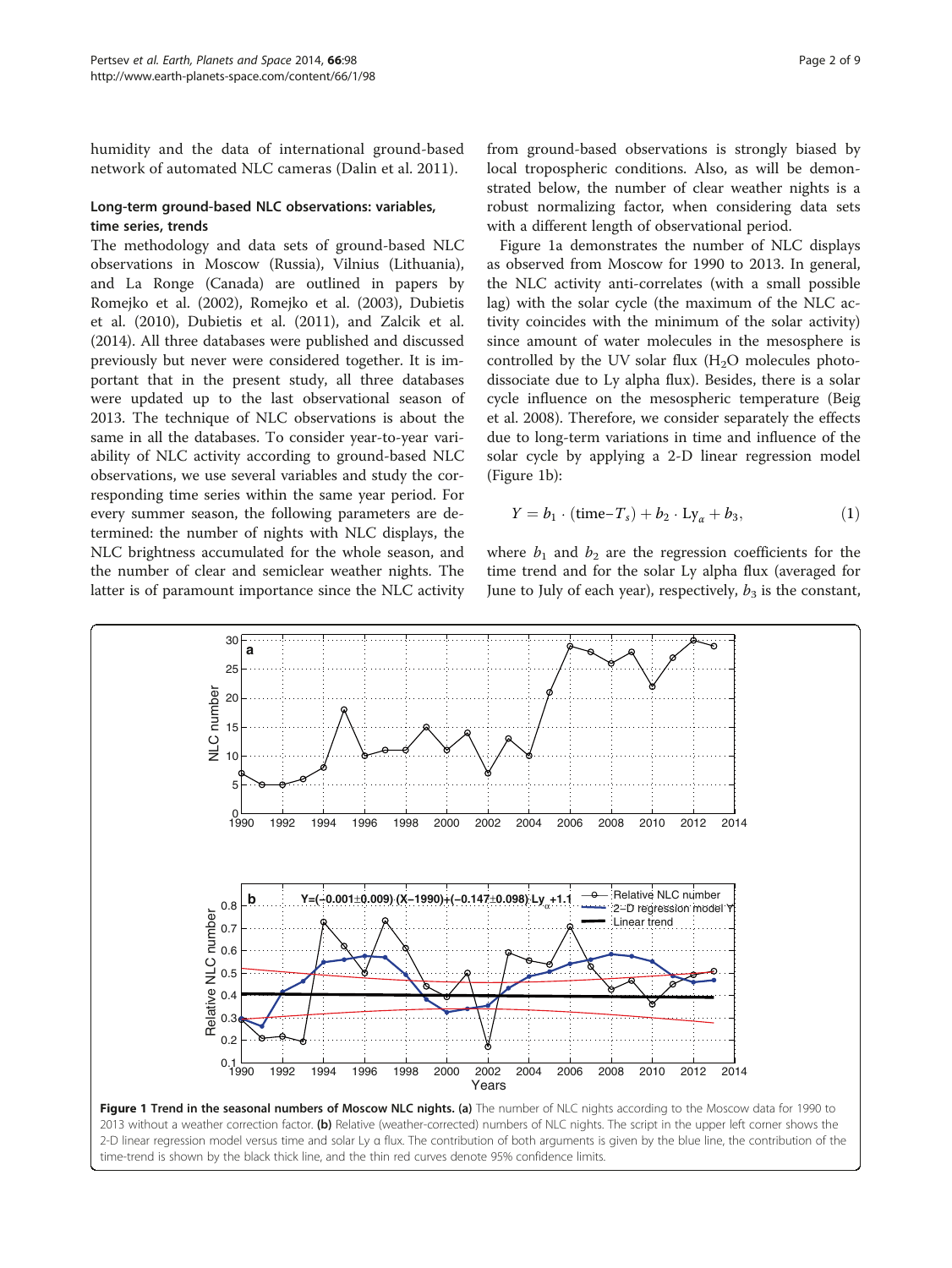humidity and the data of international ground-based network of automated NLC cameras (Dalin et al. 2011).

## Long-term ground-based NLC observations: variables, time series, trends

The methodology and data sets of ground-based NLC observations in Moscow (Russia), Vilnius (Lithuania), and La Ronge (Canada) are outlined in papers by Romejko et al. (2002), Romejko et al. (2003), Dubietis et al. (2010), Dubietis et al. (2011), and Zalcik et al. (2014). All three databases were published and discussed previously but never were considered together. It is important that in the present study, all three databases were updated up to the last observational season of 2013. The technique of NLC observations is about the same in all the databases. To consider year-to-year variability of NLC activity according to ground-based NLC observations, we use several variables and study the corresponding time series within the same year period. For every summer season, the following parameters are determined: the number of nights with NLC displays, the NLC brightness accumulated for the whole season, and the number of clear and semiclear weather nights. The latter is of paramount importance since the NLC activity from ground-based observations is strongly biased by local tropospheric conditions. Also, as will be demonstrated below, the number of clear weather nights is a robust normalizing factor, when considering data sets with a different length of observational period.

Figure 1a demonstrates the number of NLC displays as observed from Moscow for 1990 to 2013. In general, the NLC activity anti-correlates (with a small possible lag) with the solar cycle (the maximum of the NLC activity coincides with the minimum of the solar activity) since amount of water molecules in the mesosphere is controlled by the UV solar flux ($H_2O$ molecules photodissociate due to Ly alpha flux). Besides, there is a solar cycle influence on the mesospheric temperature (Beig et al. 2008). Therefore, we consider separately the effects due to long-term variations in time and influence of the solar cycle by applying a 2-D linear regression model (Figure 1b):

$$Y = b_1 \cdot (\text{time} - T_s) + b_2 \cdot \text{Ly}_\alpha + b_3, \tag{1}$$

where $b_1$ and $b_2$ are the regression coefficients for the time trend and for the solar Ly alpha flux (averaged for June to July of each year), respectively, $b_3$ is the constant,

**Figure 1 Trend in the seasonal numbers of Moscow NLC nights.** **(a)** The number of NLC nights according to the Moscow data for 1990 to 2013 without a weather correction factor. **(b)** Relative (weather-corrected) numbers of NLC nights. The script in the upper left corner shows the 2-D linear regression model versus time and solar Ly α flux. The contribution of both arguments is given by the blue line, the contribution of the time-trend is shown by the black thick line, and the thin red curves denote 95% confidence limits.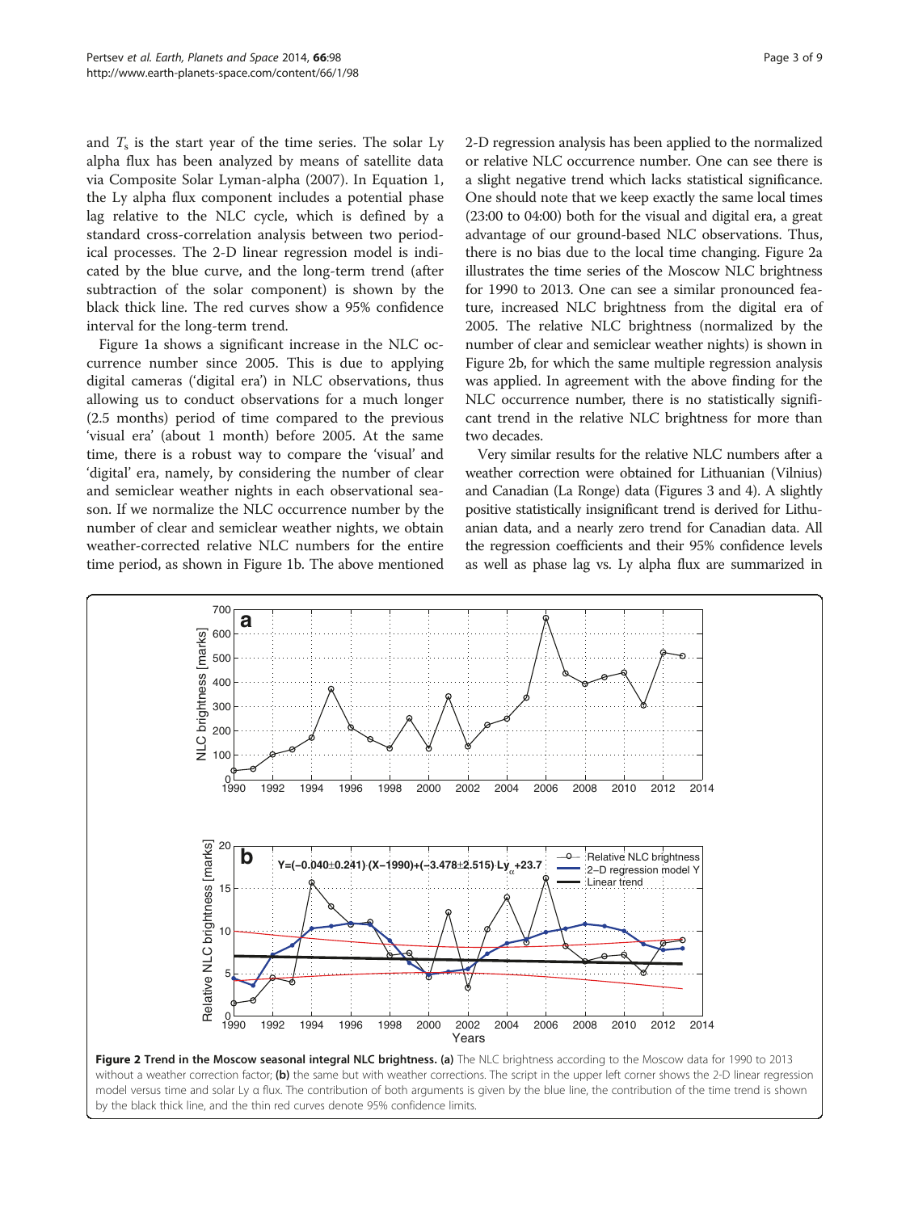and $T_s$ is the start year of the time series. The solar Ly alpha flux has been analyzed by means of satellite data via Composite Solar Lyman-alpha (2007). In Equation 1, the Ly alpha flux component includes a potential phase lag relative to the NLC cycle, which is defined by a standard cross-correlation analysis between two periodical processes. The 2-D linear regression model is indicated by the blue curve, and the long-term trend (after subtraction of the solar component) is shown by the black thick line. The red curves show a 95% confidence interval for the long-term trend.

Figure 1a shows a significant increase in the NLC occurrence number since 2005. This is due to applying digital cameras ('digital era') in NLC observations, thus allowing us to conduct observations for a much longer (2.5 months) period of time compared to the previous 'visual era' (about 1 month) before 2005. At the same time, there is a robust way to compare the 'visual' and 'digital' era, namely, by considering the number of clear and semiclear weather nights in each observational season. If we normalize the NLC occurrence number by the number of clear and semiclear weather nights, we obtain weather-corrected relative NLC numbers for the entire time period, as shown in Figure 1b. The above mentioned 2-D regression analysis has been applied to the normalized or relative NLC occurrence number. One can see there is a slight negative trend which lacks statistical significance. One should note that we keep exactly the same local times (23:00 to 04:00) both for the visual and digital era, a great advantage of our ground-based NLC observations. Thus, there is no bias due to the local time changing. Figure 2a illustrates the time series of the Moscow NLC brightness for 1990 to 2013. One can see a similar pronounced feature, increased NLC brightness from the digital era of 2005. The relative NLC brightness (normalized by the number of clear and semiclear weather nights) is shown in Figure 2b, for which the same multiple regression analysis was applied. In agreement with the above finding for the NLC occurrence number, there is no statistically significant trend in the relative NLC brightness for more than two decades.

Very similar results for the relative NLC numbers after a weather correction were obtained for Lithuanian (Vilnius) and Canadian (La Ronge) data (Figures 3 and 4). A slightly positive statistically insignificant trend is derived for Lithuanian data, and a nearly zero trend for Canadian data. All the regression coefficients and their 95% confidence levels as well as phase lag vs. Ly alpha flux are summarized in

**Figure 2 Trend in the Moscow seasonal integral NLC brightness. (a)** The NLC brightness according to the Moscow data for 1990 to 2013 without a weather correction factor; **(b)** the same but with weather corrections. The script in the upper left corner shows the 2-D linear regression model versus time and solar Ly α flux. The contribution of both arguments is given by the blue line, the contribution of the time trend is shown by the black thick line, and the thin red curves denote 95% confidence limits.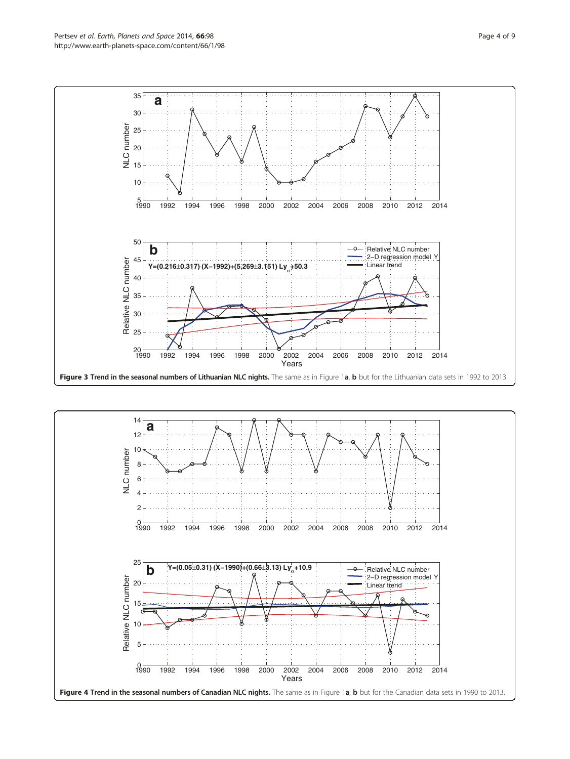**Figure 3 Trend in the seasonal numbers of Lithuanian NLC nights.** The same as in Figure 1**a**, **b** but for the Lithuanian data sets in 1992 to 2013.

**Figure 4 Trend in the seasonal numbers of Canadian NLC nights.** The same as in Figure 1**a**, **b** but for the Canadian data sets in 1990 to 2013.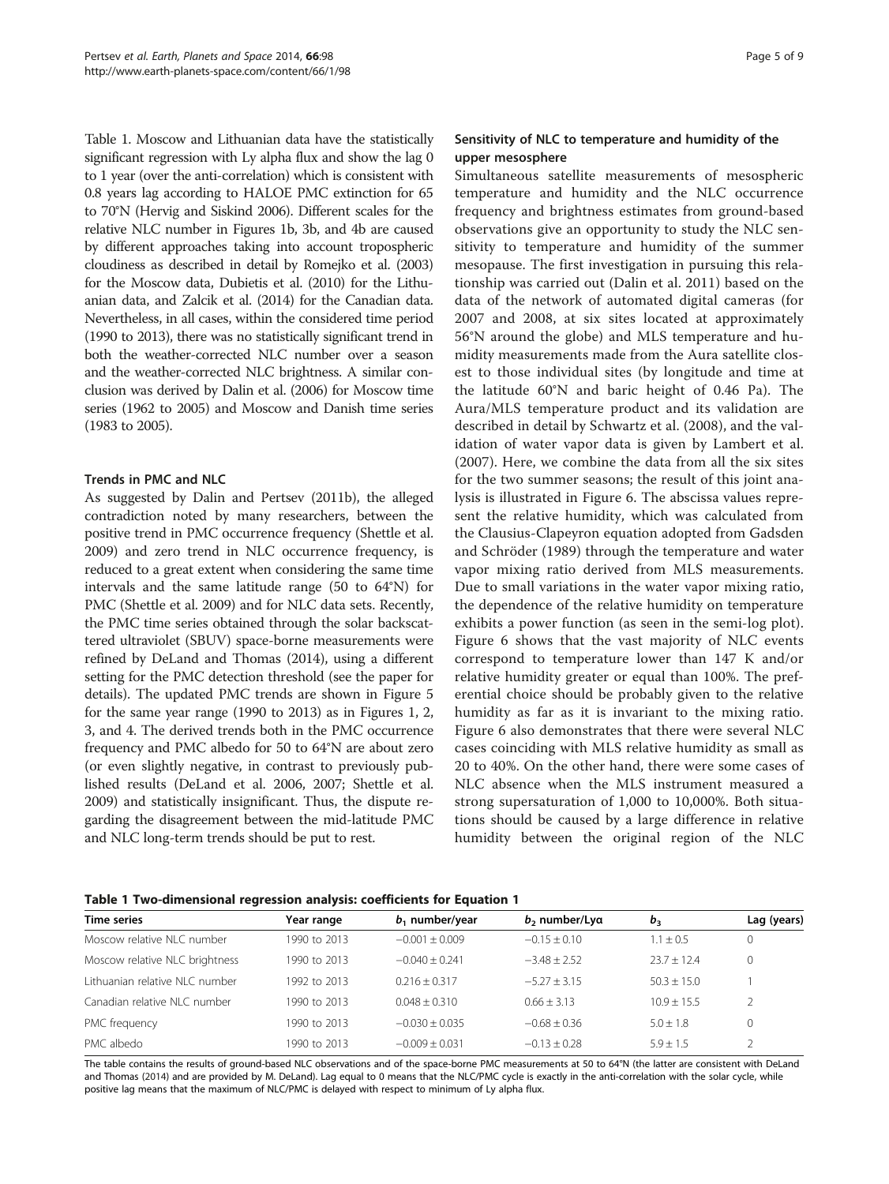Table 1. Moscow and Lithuanian data have the statistically significant regression with Ly alpha flux and show the lag 0 to 1 year (over the anti-correlation) which is consistent with 0.8 years lag according to HALOE PMC extinction for 65 to 70°N (Hervig and Siskind 2006). Different scales for the relative NLC number in Figures 1b, 3b, and 4b are caused by different approaches taking into account tropospheric cloudiness as described in detail by Romejko et al. (2003) for the Moscow data, Dubietis et al. (2010) for the Lithuanian data, and Zalcik et al. (2014) for the Canadian data. Nevertheless, in all cases, within the considered time period (1990 to 2013), there was no statistically significant trend in both the weather-corrected NLC number over a season and the weather-corrected NLC brightness. A similar conclusion was derived by Dalin et al. (2006) for Moscow time series (1962 to 2005) and Moscow and Danish time series (1983 to 2005).

### Trends in PMC and NLC

As suggested by Dalin and Pertsev (2011b), the alleged contradiction noted by many researchers, between the positive trend in PMC occurrence frequency (Shettle et al. 2009) and zero trend in NLC occurrence frequency, is reduced to a great extent when considering the same time intervals and the same latitude range (50 to 64°N) for PMC (Shettle et al. 2009) and for NLC data sets. Recently, the PMC time series obtained through the solar backscattered ultraviolet (SBUV) space-borne measurements were refined by DeLand and Thomas (2014), using a different setting for the PMC detection threshold (see the paper for details). The updated PMC trends are shown in Figure 5 for the same year range (1990 to 2013) as in Figures 1, 2, 3, and 4. The derived trends both in the PMC occurrence frequency and PMC albedo for 50 to 64°N are about zero (or even slightly negative, in contrast to previously published results (DeLand et al. 2006, 2007; Shettle et al. 2009) and statistically insignificant. Thus, the dispute regarding the disagreement between the mid-latitude PMC and NLC long-term trends should be put to rest.

### Sensitivity of NLC to temperature and humidity of the upper mesosphere

Simultaneous satellite measurements of mesospheric temperature and humidity and the NLC occurrence frequency and brightness estimates from ground-based observations give an opportunity to study the NLC sensitivity to temperature and humidity of the summer mesopause. The first investigation in pursuing this relationship was carried out (Dalin et al. 2011) based on the data of the network of automated digital cameras (for 2007 and 2008, at six sites located at approximately 56°N around the globe) and MLS temperature and humidity measurements made from the Aura satellite closest to those individual sites (by longitude and time at the latitude 60°N and baric height of 0.46 Pa). The Aura/MLS temperature product and its validation are described in detail by Schwartz et al. (2008), and the validation of water vapor data is given by Lambert et al. (2007). Here, we combine the data from all the six sites for the two summer seasons; the result of this joint analysis is illustrated in Figure 6. The abscissa values represent the relative humidity, which was calculated from the Clausius-Clapeyron equation adopted from Gadsden and Schröder (1989) through the temperature and water vapor mixing ratio derived from MLS measurements. Due to small variations in the water vapor mixing ratio, the dependence of the relative humidity on temperature exhibits a power function (as seen in the semi-log plot). Figure 6 shows that the vast majority of NLC events correspond to temperature lower than 147 K and/or relative humidity greater or equal than 100%. The preferential choice should be probably given to the relative humidity as far as it is invariant to the mixing ratio. Figure 6 also demonstrates that there were several NLC cases coinciding with MLS relative humidity as small as 20 to 40%. On the other hand, there were some cases of NLC absence when the MLS instrument measured a strong supersaturation of 1,000 to 10,000%. Both situations should be caused by a large difference in relative humidity between the original region of the NLC

**Table 1 Two-dimensional regression analysis: coefficients for Equation 1**

| Time series | Year range | $b_1$ number/year | $b_2$ number/Lyα | $b_3$ | Lag (years) |
|---|---|---|---|---|---|
| Moscow relative NLC number | 1990 to 2013 | −0.001 ± 0.009 | −0.15 ± 0.10 | 1.1 ± 0.5 | 0 |
| Moscow relative NLC brightness | 1990 to 2013 | −0.040 ± 0.241 | −3.48 ± 2.52 | 23.7 ± 12.4 | 0 |
| Lithuanian relative NLC number | 1992 to 2013 | 0.216 ± 0.317 | −5.27 ± 3.15 | 50.3 ± 15.0 | 1 |
| Canadian relative NLC number | 1990 to 2013 | 0.048 ± 0.310 | 0.66 ± 3.13 | 10.9 ± 15.5 | 2 |
| PMC frequency | 1990 to 2013 | −0.030 ± 0.035 | −0.68 ± 0.36 | 5.0 ± 1.8 | 0 |
| PMC albedo | 1990 to 2013 | −0.009 ± 0.031 | −0.13 ± 0.28 | 5.9 ± 1.5 | 2 |

The table contains the results of ground-based NLC observations and of the space-borne PMC measurements at 50 to 64°N (the latter are consistent with DeLand and Thomas (2014) and are provided by M. DeLand). Lag equal to 0 means that the NLC/PMC cycle is exactly in the anti-correlation with the solar cycle, while positive lag means that the maximum of NLC/PMC is delayed with respect to minimum of Ly alpha flux.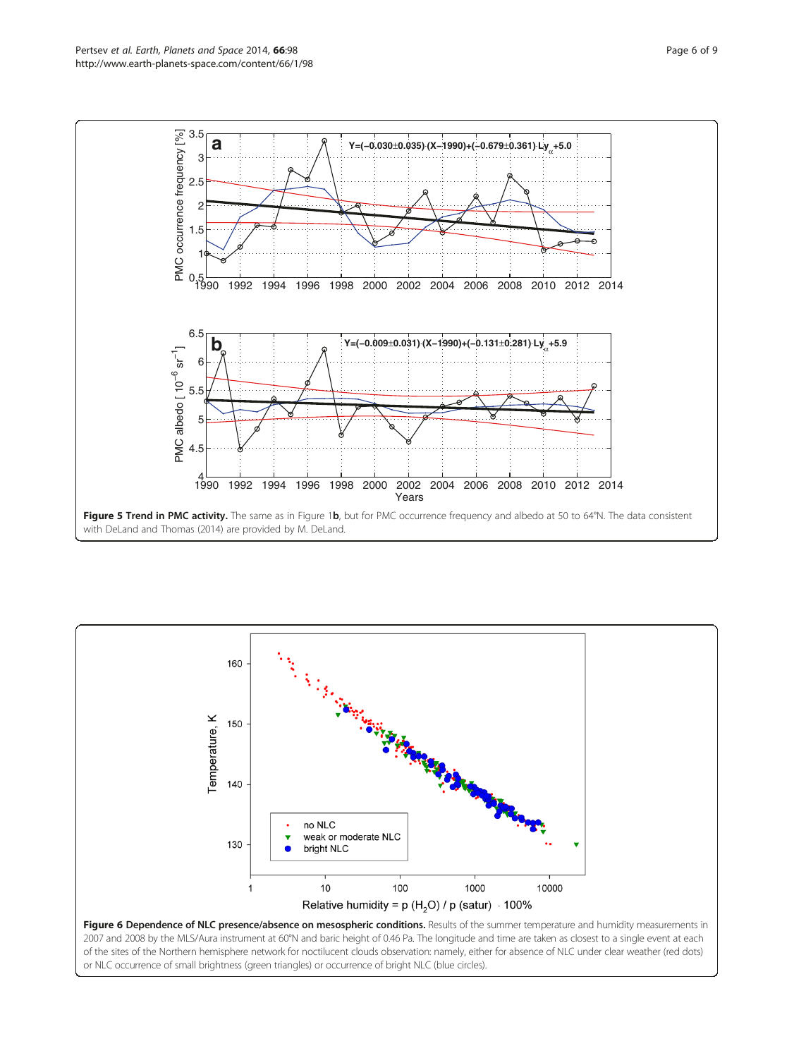**Figure 5 Trend in PMC activity.** The same as in Figure 1**b**, but for PMC occurrence frequency and albedo at 50 to 64°N. The data consistent with DeLand and Thomas (2014) are provided by M. DeLand.

**Figure 6 Dependence of NLC presence/absence on mesospheric conditions.** Results of the summer temperature and humidity measurements in 2007 and 2008 by the MLS/Aura instrument at 60°N and baric height of 0.46 Pa. The longitude and time are taken as closest to a single event at each of the sites of the Northern hemisphere network for noctilucent clouds observation: namely, either for absence of NLC under clear weather (red dots) or NLC occurrence of small brightness (green triangles) or occurrence of bright NLC (blue circles).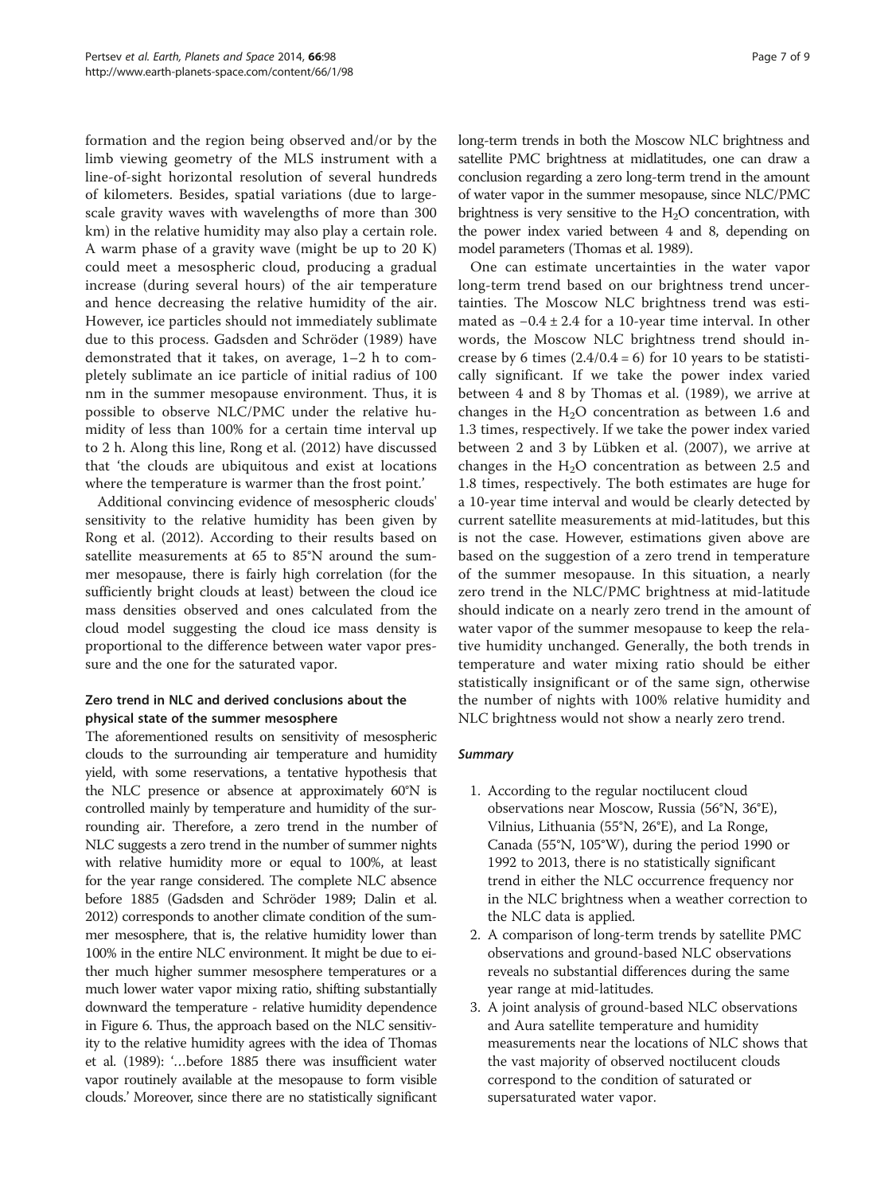formation and the region being observed and/or by the limb viewing geometry of the MLS instrument with a line-of-sight horizontal resolution of several hundreds of kilometers. Besides, spatial variations (due to large-scale gravity waves with wavelengths of more than 300 km) in the relative humidity may also play a certain role. A warm phase of a gravity wave (might be up to 20 K) could meet a mesospheric cloud, producing a gradual increase (during several hours) of the air temperature and hence decreasing the relative humidity of the air. However, ice particles should not immediately sublimate due to this process. Gadsden and Schröder (1989) have demonstrated that it takes, on average, 1–2 h to completely sublimate an ice particle of initial radius of 100 nm in the summer mesopause environment. Thus, it is possible to observe NLC/PMC under the relative humidity of less than 100% for a certain time interval up to 2 h. Along this line, Rong et al. (2012) have discussed that 'the clouds are ubiquitous and exist at locations where the temperature is warmer than the frost point.'

Additional convincing evidence of mesospheric clouds' sensitivity to the relative humidity has been given by Rong et al. (2012). According to their results based on satellite measurements at 65 to 85°N around the summer mesopause, there is fairly high correlation (for the sufficiently bright clouds at least) between the cloud ice mass densities observed and ones calculated from the cloud model suggesting the cloud ice mass density is proportional to the difference between water vapor pressure and the one for the saturated vapor.

### Zero trend in NLC and derived conclusions about the physical state of the summer mesosphere

The aforementioned results on sensitivity of mesospheric clouds to the surrounding air temperature and humidity yield, with some reservations, a tentative hypothesis that the NLC presence or absence at approximately 60°N is controlled mainly by temperature and humidity of the surrounding air. Therefore, a zero trend in the number of NLC suggests a zero trend in the number of summer nights with relative humidity more or equal to 100%, at least for the year range considered. The complete NLC absence before 1885 (Gadsden and Schröder 1989; Dalin et al. 2012) corresponds to another climate condition of the summer mesosphere, that is, the relative humidity lower than 100% in the entire NLC environment. It might be due to either much higher summer mesosphere temperatures or a much lower water vapor mixing ratio, shifting substantially downward the temperature - relative humidity dependence in Figure 6. Thus, the approach based on the NLC sensitivity to the relative humidity agrees with the idea of Thomas et al. (1989): '…before 1885 there was insufficient water vapor routinely available at the mesopause to form visible clouds.' Moreover, since there are no statistically significant long-term trends in both the Moscow NLC brightness and satellite PMC brightness at midlatitudes, one can draw a conclusion regarding a zero long-term trend in the amount of water vapor in the summer mesopause, since NLC/PMC brightness is very sensitive to the $H_2O$ concentration, with the power index varied between 4 and 8, depending on model parameters (Thomas et al. 1989).

One can estimate uncertainties in the water vapor long-term trend based on our brightness trend uncertainties. The Moscow NLC brightness trend was estimated as $-0.4 \pm 2.4$ for a 10-year time interval. In other words, the Moscow NLC brightness trend should increase by 6 times ($2.4/0.4 = 6$) for 10 years to be statistically significant. If we take the power index varied between 4 and 8 by Thomas et al. (1989), we arrive at changes in the $H_2O$ concentration as between 1.6 and 1.3 times, respectively. If we take the power index varied between 2 and 3 by Lübken et al. (2007), we arrive at changes in the $H_2O$ concentration as between 2.5 and 1.8 times, respectively. The both estimates are huge for a 10-year time interval and would be clearly detected by current satellite measurements at mid-latitudes, but this is not the case. However, estimations given above are based on the suggestion of a zero trend in temperature of the summer mesopause. In this situation, a nearly zero trend in the NLC/PMC brightness at mid-latitude should indicate on a nearly zero trend in the amount of water vapor of the summer mesopause to keep the relative humidity unchanged. Generally, the both trends in temperature and water mixing ratio should be either statistically insignificant or of the same sign, otherwise the number of nights with 100% relative humidity and NLC brightness would not show a nearly zero trend.

### *Summary*

1. According to the regular noctilucent cloud observations near Moscow, Russia (56°N, 36°E), Vilnius, Lithuania (55°N, 26°E), and La Ronge, Canada (55°N, 105°W), during the period 1990 or 1992 to 2013, there is no statistically significant trend in either the NLC occurrence frequency nor in the NLC brightness when a weather correction to the NLC data is applied.
2. A comparison of long-term trends by satellite PMC observations and ground-based NLC observations reveals no substantial differences during the same year range at mid-latitudes.
3. A joint analysis of ground-based NLC observations and Aura satellite temperature and humidity measurements near the locations of NLC shows that the vast majority of observed noctilucent clouds correspond to the condition of saturated or supersaturated water vapor.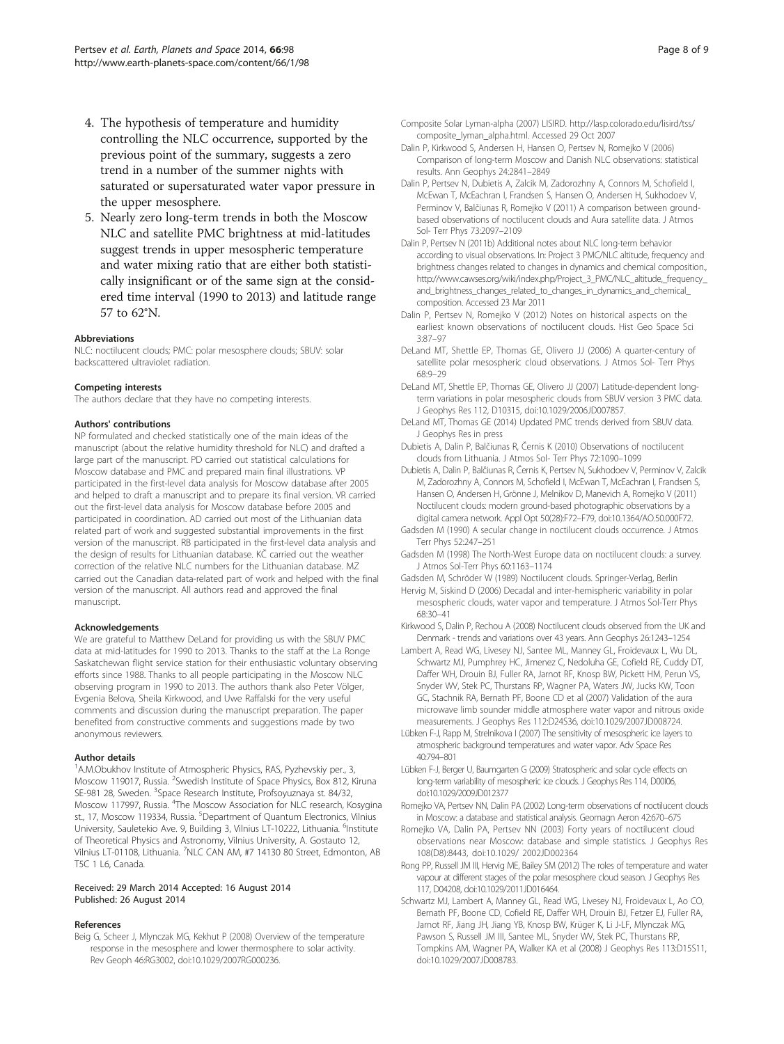4. The hypothesis of temperature and humidity controlling the NLC occurrence, supported by the previous point of the summary, suggests a zero trend in a number of the summer nights with saturated or supersaturated water vapor pressure in the upper mesosphere.
5. Nearly zero long-term trends in both the Moscow NLC and satellite PMC brightness at mid-latitudes suggest trends in upper mesospheric temperature and water mixing ratio that are either both statistically insignificant or of the same sign at the considered time interval (1990 to 2013) and latitude range 57 to 62°N.

#### Abbreviations
NLC: noctilucent clouds; PMC: polar mesosphere clouds; SBUV: solar backscattered ultraviolet radiation.

#### Competing interests
The authors declare that they have no competing interests.

#### Authors' contributions
NP formulated and checked statistically one of the main ideas of the manuscript (about the relative humidity threshold for NLC) and drafted a large part of the manuscript. PD carried out statistical calculations for Moscow database and PMC and prepared main final illustrations. VP participated in the first-level data analysis for Moscow database after 2005 and helped to draft a manuscript and to prepare its final version. VR carried out the first-level data analysis for Moscow database before 2005 and participated in coordination. AD carried out most of the Lithuanian data related part of work and suggested substantial improvements in the first version of the manuscript. RB participated in the first-level data analysis and the design of results for Lithuanian database. KČ carried out the weather correction of the relative NLC numbers for the Lithuanian database. MZ carried out the Canadian data-related part of work and helped with the final version of the manuscript. All authors read and approved the final manuscript.

#### Acknowledgements
We are grateful to Matthew DeLand for providing us with the SBUV PMC data at mid-latitudes for 1990 to 2013. Thanks to the staff at the La Ronge Saskatchewan flight service station for their enthusiastic voluntary observing efforts since 1988. Thanks to all people participating in the Moscow NLC observing program in 1990 to 2013. The authors thank also Peter Völger, Evgenia Belova, Sheila Kirkwood, and Uwe Raffalski for the very useful comments and discussion during the manuscript preparation. The paper benefited from constructive comments and suggestions made by two anonymous reviewers.

#### Author details
[1]A.M.Obukhov Institute of Atmospheric Physics, RAS, Pyzhevskiy per., 3, Moscow 119017, Russia. [2]Swedish Institute of Space Physics, Box 812, Kiruna SE-981 28, Sweden. [3]Space Research Institute, Profsoyuznaya st. 84/32, Moscow 117997, Russia. [4]The Moscow Association for NLC research, Kosygina st., 17, Moscow 119334, Russia. [5]Department of Quantum Electronics, Vilnius University, Sauletekio Ave. 9, Building 3, Vilnius LT-10222, Lithuania. [6]Institute of Theoretical Physics and Astronomy, Vilnius University, A. Gostauto 12, Vilnius LT-01108, Lithuania. [7]NLC CAN AM, #7 14130 80 Street, Edmonton, AB T5C 1 L6, Canada.

Received: 29 March 2014 Accepted: 16 August 2014
Published: 26 August 2014

#### References
Beig G, Scheer J, Mlynczak MG, Kekhut P (2008) Overview of the temperature response in the mesosphere and lower thermosphere to solar activity. Rev Geoph 46:RG3002, doi:10.1029/2007RG000236.

Composite Solar Lyman-alpha (2007) LISIRD. http://lasp.colorado.edu/lisird/tss/composite_lyman_alpha.html. Accessed 29 Oct 2007

Dalin P, Kirkwood S, Andersen H, Hansen O, Pertsev N, Romejko V (2006) Comparison of long-term Moscow and Danish NLC observations: statistical results. Ann Geophys 24:2841–2849

Dalin P, Pertsev N, Dubietis A, Zalcik M, Zadorozhny A, Connors M, Schofield I, McEwan T, McEachran I, Frandsen S, Hansen O, Andersen H, Sukhodoev V, Perminov V, Balčiunas R, Romejko V (2011) A comparison between ground-based observations of noctilucent clouds and Aura satellite data. J Atmos Sol- Terr Phys 73:2097–2109

Dalin P, Pertsev N (2011b) Additional notes about NLC long-term behavior according to visual observations. In: Project 3 PMC/NLC altitude, frequency and brightness changes related to changes in dynamics and chemical composition., http://www.cawses.org/wiki/index.php/Project_3_PMC/NLC_altitude,_frequency_and_brightness_changes_related_to_changes_in_dynamics_and_chemical_composition. Accessed 23 Mar 2011

Dalin P, Pertsev N, Romejko V (2012) Notes on historical aspects on the earliest known observations of noctilucent clouds. Hist Geo Space Sci 3:87–97

DeLand MT, Shettle EP, Thomas GE, Olivero JJ (2006) A quarter-century of satellite polar mesospheric cloud observations. J Atmos Sol- Terr Phys 68:9–29

DeLand MT, Shettle EP, Thomas GE, Olivero JJ (2007) Latitude-dependent long-term variations in polar mesospheric clouds from SBUV version 3 PMC data. J Geophys Res 112, D10315, doi:10.1029/2006JD007857.

DeLand MT, Thomas GE (2014) Updated PMC trends derived from SBUV data. J Geophys Res in press

Dubietis A, Dalin P, Balčiunas R, Černis K (2010) Observations of noctilucent clouds from Lithuania. J Atmos Sol- Terr Phys 72:1090–1099

Dubietis A, Dalin P, Balčiunas R, Černis K, Pertsev N, Sukhodoev V, Perminov V, Zalcik M, Zadorozhny A, Connors M, Schofield I, McEwan T, McEachran I, Frandsen S, Hansen O, Andersen H, Grönne J, Melnikov D, Manevich A, Romejko V (2011) Noctilucent clouds: modern ground-based photographic observations by a digital camera network. Appl Opt 50(28):F72–F79, doi:10.1364/AO.50.000F72.

Gadsden M (1990) A secular change in noctilucent clouds occurrence. J Atmos Terr Phys 52:247–251

Gadsden M (1998) The North-West Europe data on noctilucent clouds: a survey. J Atmos Sol-Terr Phys 60:1163–1174

Gadsden M, Schröder W (1989) Noctilucent clouds. Springer-Verlag, Berlin

Hervig M, Siskind D (2006) Decadal and inter-hemispheric variability in polar mesospheric clouds, water vapor and temperature. J Atmos Sol-Terr Phys 68:30–41

Kirkwood S, Dalin P, Rechou A (2008) Noctilucent clouds observed from the UK and Denmark - trends and variations over 43 years. Ann Geophys 26:1243–1254

Lambert A, Read WG, Livesey NJ, Santee ML, Manney GL, Froidevaux L, Wu DL, Schwartz MJ, Pumphrey HC, Jimenez C, Nedoluha GE, Cofield RE, Cuddy DT, Daffer WH, Drouin BJ, Fuller RA, Jarnot RF, Knosp BW, Pickett HM, Perun VS, Snyder WV, Stek PC, Thurstans RP, Wagner PA, Waters JW, Jucks KW, Toon GC, Stachnik RA, Bernath PF, Boone CD et al (2007) Validation of the aura microwave limb sounder middle atmosphere water vapor and nitrous oxide measurements. J Geophys Res 112:D24S36, doi:10.1029/2007JD008724.

Lübken F-J, Rapp M, Strelnikova I (2007) The sensitivity of mesospheric ice layers to atmospheric background temperatures and water vapor. Adv Space Res 40:794–801

Lübken F-J, Berger U, Baumgarten G (2009) Stratospheric and solar cycle effects on long-term variability of mesospheric ice clouds. J Geophys Res 114, D00I06, doi:10.1029/2009JD012377

Romejko VA, Pertsev NN, Dalin PA (2002) Long-term observations of noctilucent clouds in Moscow: a database and statistical analysis. Geomagn Aeron 42:670–675

Romejko VA, Dalin PA, Pertsev NN (2003) Forty years of noctilucent cloud observations near Moscow: database and simple statistics. J Geophys Res 108(D8):8443, doi:10.1029/ 2002JD002364

Rong PP, Russell JM III, Hervig ME, Bailey SM (2012) The roles of temperature and water vapour at different stages of the polar mesosphere cloud season. J Geophys Res 117, D04208, doi:10.1029/2011JD016464.

Schwartz MJ, Lambert A, Manney GL, Read WG, Livesey NJ, Froidevaux L, Ao CO, Bernath PF, Boone CD, Cofield RE, Daffer WH, Drouin BJ, Fetzer EJ, Fuller RA, Jarnot RF, Jiang JH, Jiang YB, Knosp BW, Krüger K, Li J-LF, Mlynczak MG, Pawson S, Russell JM III, Santee ML, Snyder WV, Stek PC, Thurstans RP, Tompkins AM, Wagner PA, Walker KA et al (2008) J Geophys Res 113:D15S11, doi:10.1029/2007JD008783.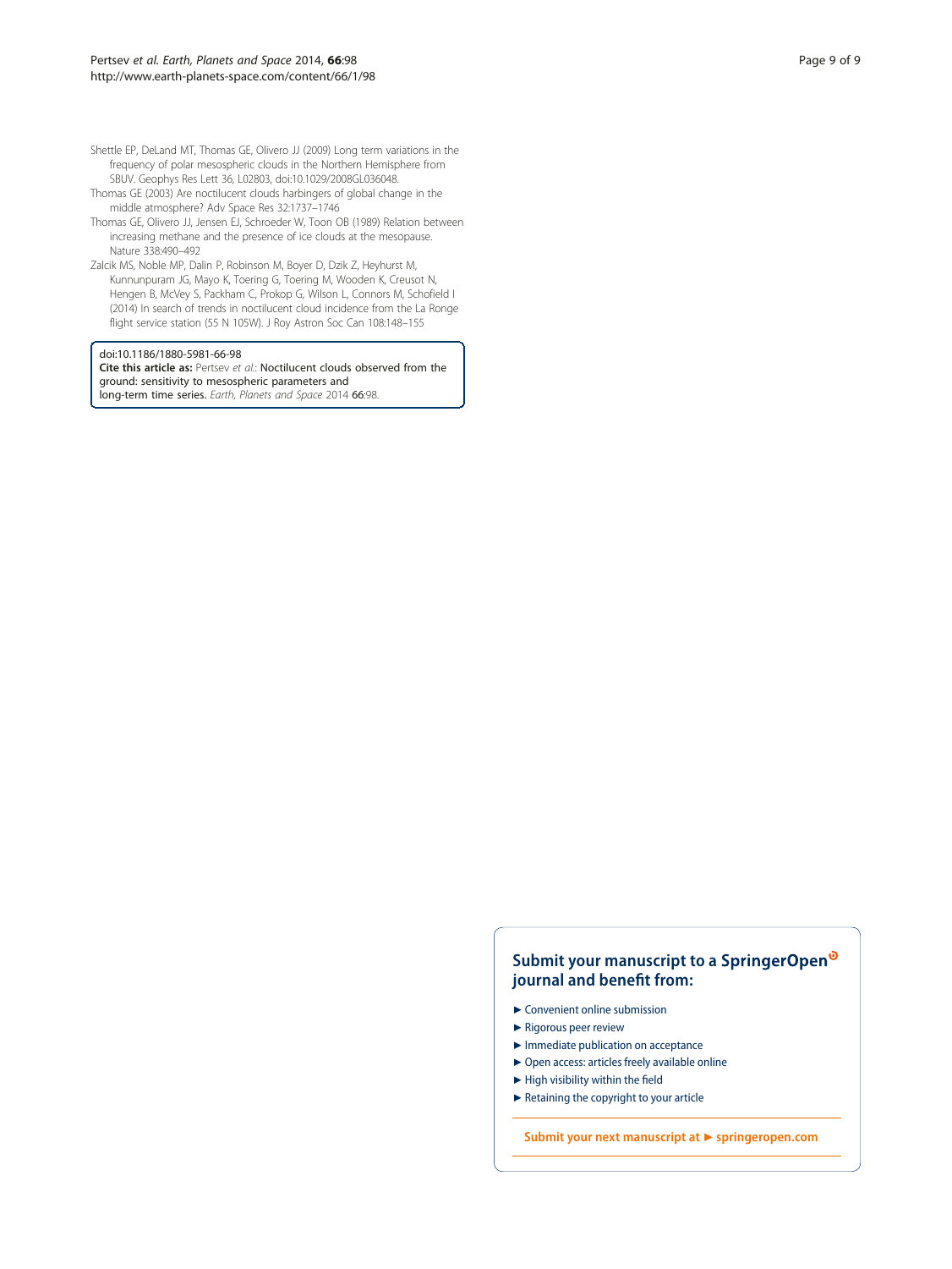Shettle EP, DeLand MT, Thomas GE, Olivero JJ (2009) Long term variations in the frequency of polar mesospheric clouds in the Northern Hemisphere from SBUV. Geophys Res Lett 36, L02803, doi:10.1029/2008GL036048.

Thomas GE (2003) Are noctilucent clouds harbingers of global change in the middle atmosphere? Adv Space Res 32:1737–1746

Thomas GE, Olivero JJ, Jensen EJ, Schroeder W, Toon OB (1989) Relation between increasing methane and the presence of ice clouds at the mesopause. Nature 338:490–492

Zalcik MS, Noble MP, Dalin P, Robinson M, Boyer D, Dzik Z, Heyhurst M, Kunnunpuram JG, Mayo K, Toering G, Toering M, Wooden K, Creusot N, Hengen B, McVey S, Packham C, Prokop G, Wilson L, Connors M, Schofield I (2014) In search of trends in noctilucent cloud incidence from the La Ronge flight service station (55 N 105W). J Roy Astron Soc Can 108:148–155

doi:10.1186/1880-5981-66-98
**Cite this article as:** Pertsev *et al.*: Noctilucent clouds observed from the ground: sensitivity to mesospheric parameters and long-term time series. *Earth, Planets and Space* 2014 **66**:98.

**Submit your manuscript to a SpringerOpen journal and benefit from:**

- Convenient online submission
- Rigorous peer review
- Immediate publication on acceptance
- Open access: articles freely available online
- High visibility within the field
- Retaining the copyright to your article

**Submit your next manuscript at ► springeropen.com**